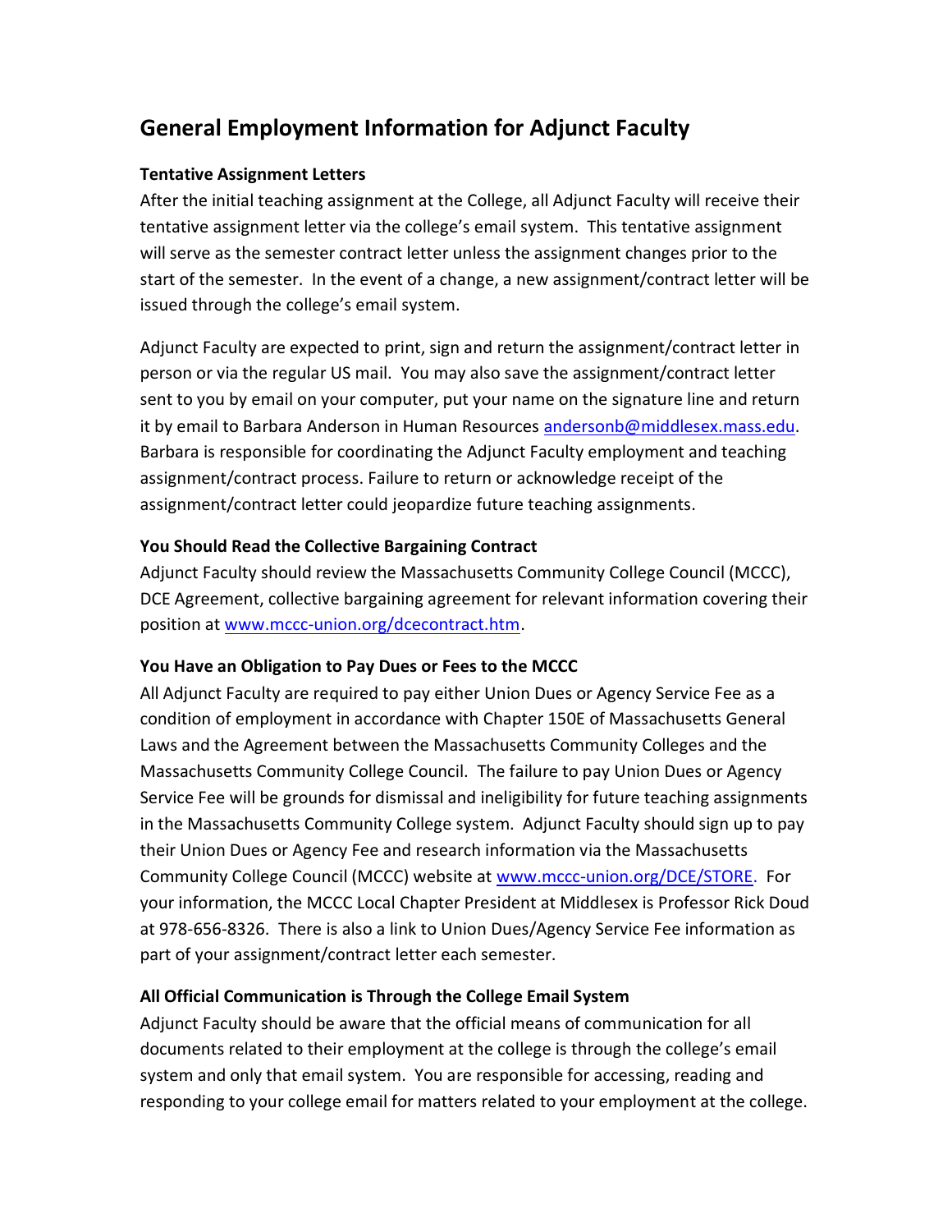# General Employment Information for Adjunct Faculty

### Tentative Assignment Letters

After the initial teaching assignment at the College, all Adjunct Faculty will receive their tentative assignment letter via the college's email system. This tentative assignment will serve as the semester contract letter unless the assignment changes prior to the start of the semester. In the event of a change, a new assignment/contract letter will be issued through the college's email system.

Adjunct Faculty are expected to print, sign and return the assignment/contract letter in person or via the regular US mail. You may also save the assignment/contract letter sent to you by email on your computer, put your name on the signature line and return it by email to Barbara Anderson in Human Resources andersonb@middlesex.mass.edu. Barbara is responsible for coordinating the Adjunct Faculty employment and teaching assignment/contract process. Failure to return or acknowledge receipt of the assignment/contract letter could jeopardize future teaching assignments.

### You Should Read the Collective Bargaining Contract

Adjunct Faculty should review the Massachusetts Community College Council (MCCC), DCE Agreement, collective bargaining agreement for relevant information covering their position at www.mccc-union.org/dcecontract.htm.

### You Have an Obligation to Pay Dues or Fees to the MCCC

All Adjunct Faculty are required to pay either Union Dues or Agency Service Fee as a condition of employment in accordance with Chapter 150E of Massachusetts General Laws and the Agreement between the Massachusetts Community Colleges and the Massachusetts Community College Council. The failure to pay Union Dues or Agency Service Fee will be grounds for dismissal and ineligibility for future teaching assignments in the Massachusetts Community College system. Adjunct Faculty should sign up to pay their Union Dues or Agency Fee and research information via the Massachusetts Community College Council (MCCC) website at www.mccc-union.org/DCE/STORE. For your information, the MCCC Local Chapter President at Middlesex is Professor Rick Doud at 978-656-8326. There is also a link to Union Dues/Agency Service Fee information as part of your assignment/contract letter each semester.

### All Official Communication is Through the College Email System

Adjunct Faculty should be aware that the official means of communication for all documents related to their employment at the college is through the college's email system and only that email system. You are responsible for accessing, reading and responding to your college email for matters related to your employment at the college.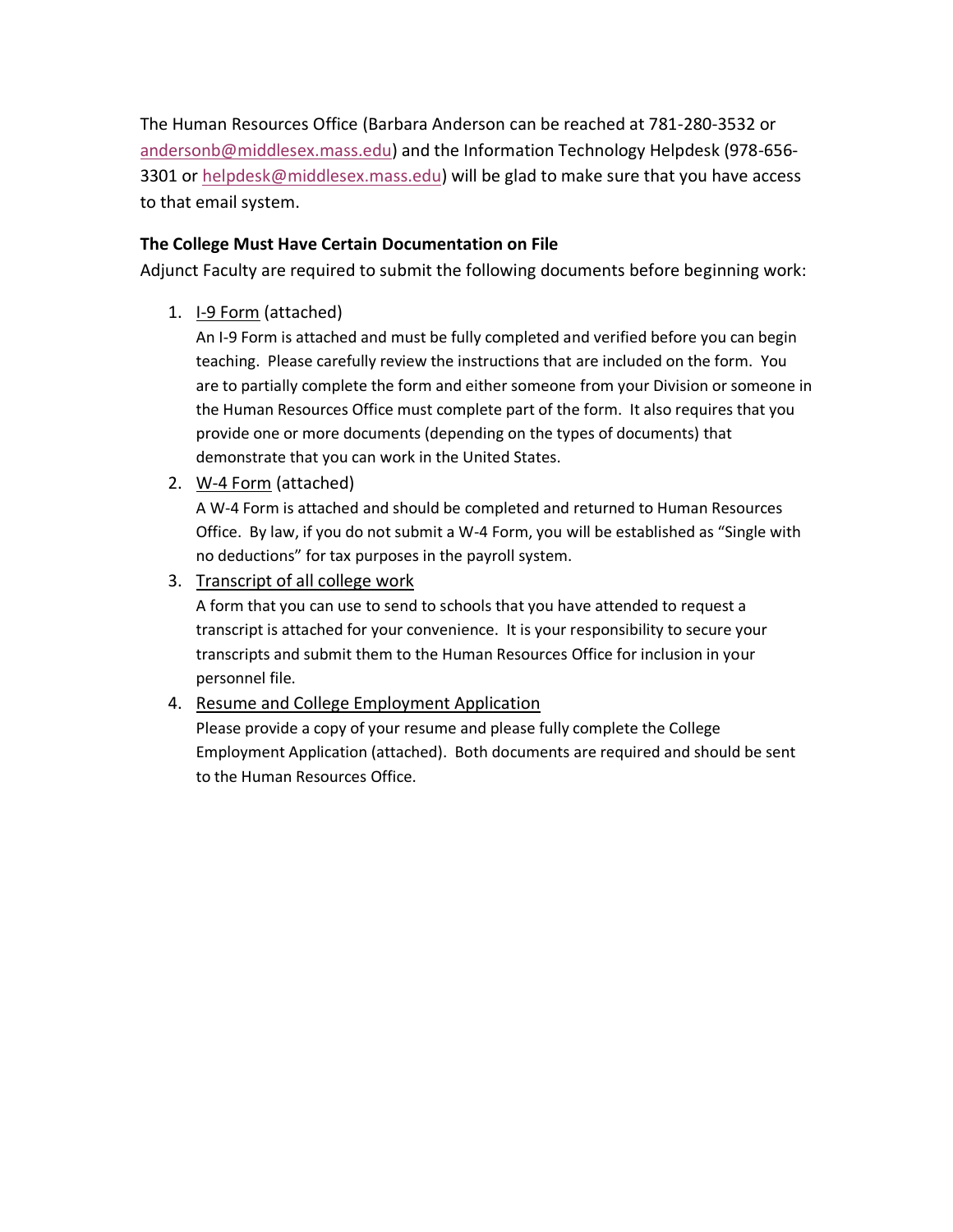The Human Resources Office (Barbara Anderson can be reached at 781-280-3532 or andersonb@middlesex.mass.edu) and the Information Technology Helpdesk (978-656-3301 or helpdesk@middlesex.mass.edu) will be glad to make sure that you have access to that email system.

**The College Must Have Certain Documentation on File**

Adjunct Faculty are required to submit the following documents before beginning work:

1. I-9 Form (attached)

   An I-9 Form is attached and must be fully completed and verified before you can begin teaching. Please carefully review the instructions that are included on the form. You are to partially complete the form and either someone from your Division or someone in the Human Resources Office must complete part of the form. It also requires that you provide one or more documents (depending on the types of documents) that demonstrate that you can work in the United States.

2. W-4 Form (attached)

   A W-4 Form is attached and should be completed and returned to Human Resources Office. By law, if you do not submit a W-4 Form, you will be established as "Single with no deductions" for tax purposes in the payroll system.

3. Transcript of all college work

   A form that you can use to send to schools that you have attended to request a transcript is attached for your convenience. It is your responsibility to secure your transcripts and submit them to the Human Resources Office for inclusion in your personnel file.

4. Resume and College Employment Application

   Please provide a copy of your resume and please fully complete the College Employment Application (attached). Both documents are required and should be sent to the Human Resources Office.